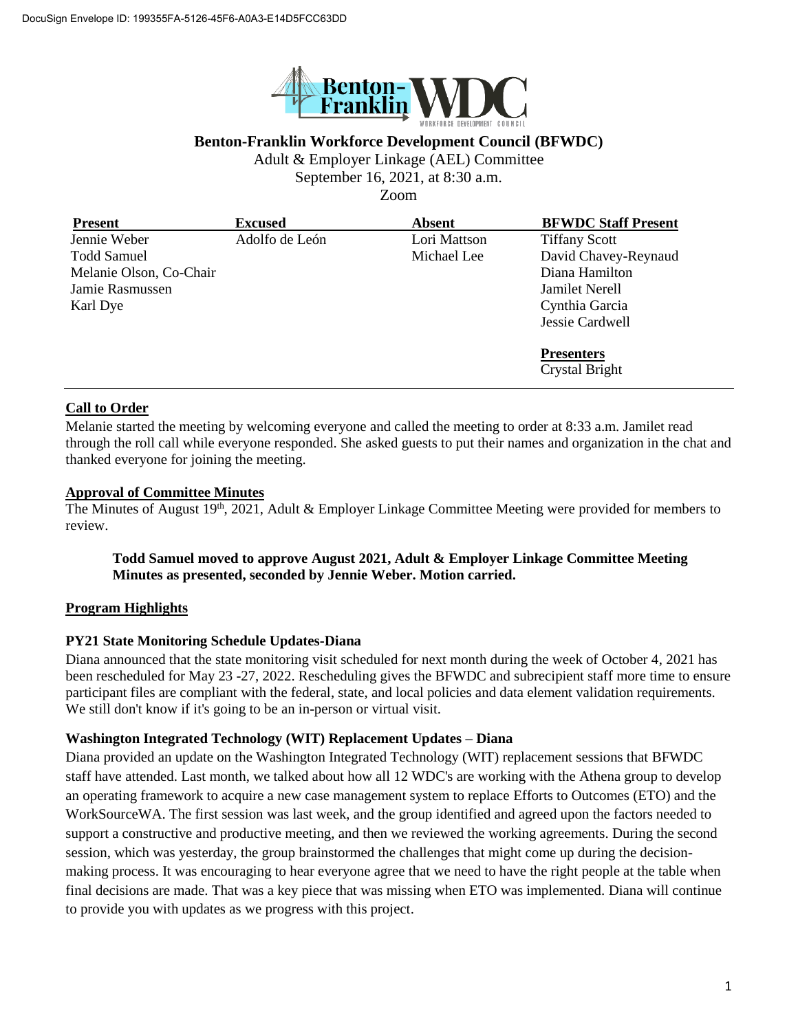DocuSign Envelope ID: 199355FA-5126-45F6-A0A3-E14D5FCC63DD

# Benton-Franklin Workforce Development Council (BFWDC)

Adult & Employer Linkage (AEL) Committee
September 16, 2021, at 8:30 a.m.
Zoom

| Present | Excused | Absent | BFWDC Staff Present |
|---|---|---|---|
| Jennie Weber | Adolfo de León | Lori Mattson | Tiffany Scott |
| Todd Samuel | | Michael Lee | David Chavey-Reynaud |
| Melanie Olson, Co-Chair | | | Diana Hamilton |
| Jamie Rasmussen | | | Jamilet Nerell |
| Karl Dye | | | Cynthia Garcia |
| | | | Jessie Cardwell |
| | | | **Presenters** |
| | | | Crystal Bright |

## Call to Order

Melanie started the meeting by welcoming everyone and called the meeting to order at 8:33 a.m. Jamilet read through the roll call while everyone responded. She asked guests to put their names and organization in the chat and thanked everyone for joining the meeting.

## Approval of Committee Minutes

The Minutes of August 19th, 2021, Adult & Employer Linkage Committee Meeting were provided for members to review.

> **Todd Samuel moved to approve August 2021, Adult & Employer Linkage Committee Meeting Minutes as presented, seconded by Jennie Weber. Motion carried.**

## Program Highlights

### PY21 State Monitoring Schedule Updates-Diana

Diana announced that the state monitoring visit scheduled for next month during the week of October 4, 2021 has been rescheduled for May 23 -27, 2022. Rescheduling gives the BFWDC and subrecipient staff more time to ensure participant files are compliant with the federal, state, and local policies and data element validation requirements. We still don't know if it's going to be an in-person or virtual visit.

### Washington Integrated Technology (WIT) Replacement Updates – Diana

Diana provided an update on the Washington Integrated Technology (WIT) replacement sessions that BFWDC staff have attended. Last month, we talked about how all 12 WDC's are working with the Athena group to develop an operating framework to acquire a new case management system to replace Efforts to Outcomes (ETO) and the WorkSourceWA. The first session was last week, and the group identified and agreed upon the factors needed to support a constructive and productive meeting, and then we reviewed the working agreements. During the second session, which was yesterday, the group brainstormed the challenges that might come up during the decision-making process. It was encouraging to hear everyone agree that we need to have the right people at the table when final decisions are made. That was a key piece that was missing when ETO was implemented. Diana will continue to provide you with updates as we progress with this project.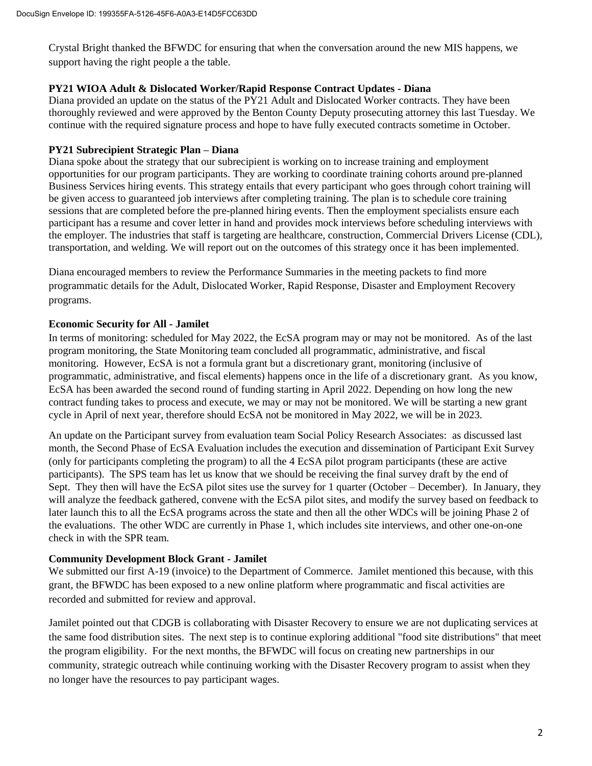Crystal Bright thanked the BFWDC for ensuring that when the conversation around the new MIS happens, we support having the right people a the table.

**PY21 WIOA Adult & Dislocated Worker/Rapid Response Contract Updates - Diana**

Diana provided an update on the status of the PY21 Adult and Dislocated Worker contracts. They have been thoroughly reviewed and were approved by the Benton County Deputy prosecuting attorney this last Tuesday. We continue with the required signature process and hope to have fully executed contracts sometime in October.

**PY21 Subrecipient Strategic Plan – Diana**

Diana spoke about the strategy that our subrecipient is working on to increase training and employment opportunities for our program participants. They are working to coordinate training cohorts around pre-planned Business Services hiring events. This strategy entails that every participant who goes through cohort training will be given access to guaranteed job interviews after completing training. The plan is to schedule core training sessions that are completed before the pre-planned hiring events. Then the employment specialists ensure each participant has a resume and cover letter in hand and provides mock interviews before scheduling interviews with the employer. The industries that staff is targeting are healthcare, construction, Commercial Drivers License (CDL), transportation, and welding. We will report out on the outcomes of this strategy once it has been implemented.

Diana encouraged members to review the Performance Summaries in the meeting packets to find more programmatic details for the Adult, Dislocated Worker, Rapid Response, Disaster and Employment Recovery programs.

**Economic Security for All - Jamilet**

In terms of monitoring: scheduled for May 2022, the EcSA program may or may not be monitored. As of the last program monitoring, the State Monitoring team concluded all programmatic, administrative, and fiscal monitoring. However, EcSA is not a formula grant but a discretionary grant, monitoring (inclusive of programmatic, administrative, and fiscal elements) happens once in the life of a discretionary grant. As you know, EcSA has been awarded the second round of funding starting in April 2022. Depending on how long the new contract funding takes to process and execute, we may or may not be monitored. We will be starting a new grant cycle in April of next year, therefore should EcSA not be monitored in May 2022, we will be in 2023.

An update on the Participant survey from evaluation team Social Policy Research Associates: as discussed last month, the Second Phase of EcSA Evaluation includes the execution and dissemination of Participant Exit Survey (only for participants completing the program) to all the 4 EcSA pilot program participants (these are active participants). The SPS team has let us know that we should be receiving the final survey draft by the end of Sept. They then will have the EcSA pilot sites use the survey for 1 quarter (October – December). In January, they will analyze the feedback gathered, convene with the EcSA pilot sites, and modify the survey based on feedback to later launch this to all the EcSA programs across the state and then all the other WDCs will be joining Phase 2 of the evaluations. The other WDC are currently in Phase 1, which includes site interviews, and other one-on-one check in with the SPR team.

**Community Development Block Grant - Jamilet**

We submitted our first A-19 (invoice) to the Department of Commerce. Jamilet mentioned this because, with this grant, the BFWDC has been exposed to a new online platform where programmatic and fiscal activities are recorded and submitted for review and approval.

Jamilet pointed out that CDGB is collaborating with Disaster Recovery to ensure we are not duplicating services at the same food distribution sites. The next step is to continue exploring additional "food site distributions" that meet the program eligibility. For the next months, the BFWDC will focus on creating new partnerships in our community, strategic outreach while continuing working with the Disaster Recovery program to assist when they no longer have the resources to pay participant wages.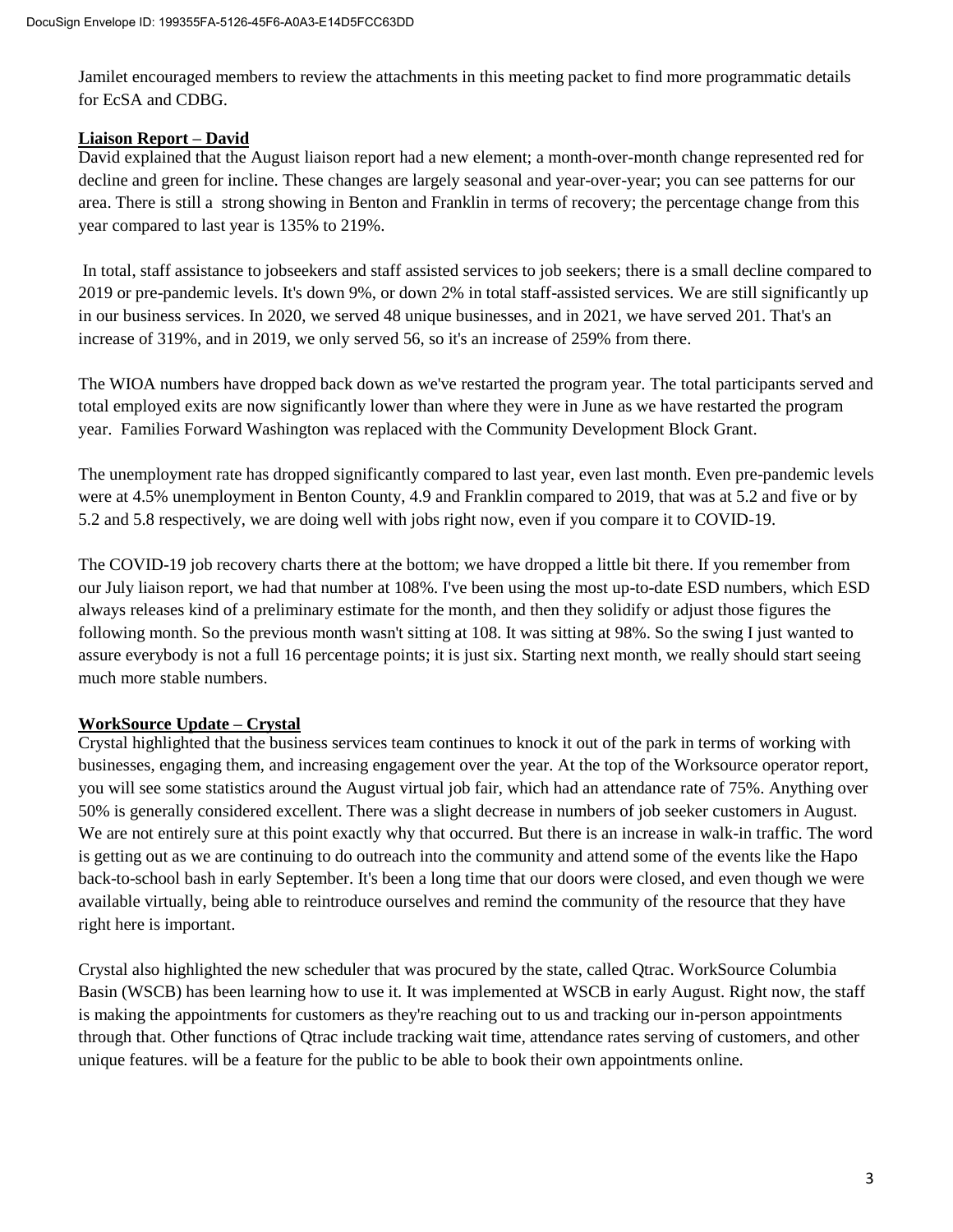Jamilet encouraged members to review the attachments in this meeting packet to find more programmatic details for EcSA and CDBG.

**Liaison Report – David**

David explained that the August liaison report had a new element; a month-over-month change represented red for decline and green for incline. These changes are largely seasonal and year-over-year; you can see patterns for our area. There is still a strong showing in Benton and Franklin in terms of recovery; the percentage change from this year compared to last year is 135% to 219%.

In total, staff assistance to jobseekers and staff assisted services to job seekers; there is a small decline compared to 2019 or pre-pandemic levels. It's down 9%, or down 2% in total staff-assisted services. We are still significantly up in our business services. In 2020, we served 48 unique businesses, and in 2021, we have served 201. That's an increase of 319%, and in 2019, we only served 56, so it's an increase of 259% from there.

The WIOA numbers have dropped back down as we've restarted the program year. The total participants served and total employed exits are now significantly lower than where they were in June as we have restarted the program year. Families Forward Washington was replaced with the Community Development Block Grant.

The unemployment rate has dropped significantly compared to last year, even last month. Even pre-pandemic levels were at 4.5% unemployment in Benton County, 4.9 and Franklin compared to 2019, that was at 5.2 and five or by 5.2 and 5.8 respectively, we are doing well with jobs right now, even if you compare it to COVID-19.

The COVID-19 job recovery charts there at the bottom; we have dropped a little bit there. If you remember from our July liaison report, we had that number at 108%. I've been using the most up-to-date ESD numbers, which ESD always releases kind of a preliminary estimate for the month, and then they solidify or adjust those figures the following month. So the previous month wasn't sitting at 108. It was sitting at 98%. So the swing I just wanted to assure everybody is not a full 16 percentage points; it is just six. Starting next month, we really should start seeing much more stable numbers.

**WorkSource Update – Crystal**

Crystal highlighted that the business services team continues to knock it out of the park in terms of working with businesses, engaging them, and increasing engagement over the year. At the top of the Worksource operator report, you will see some statistics around the August virtual job fair, which had an attendance rate of 75%. Anything over 50% is generally considered excellent. There was a slight decrease in numbers of job seeker customers in August. We are not entirely sure at this point exactly why that occurred. But there is an increase in walk-in traffic. The word is getting out as we are continuing to do outreach into the community and attend some of the events like the Hapo back-to-school bash in early September. It's been a long time that our doors were closed, and even though we were available virtually, being able to reintroduce ourselves and remind the community of the resource that they have right here is important.

Crystal also highlighted the new scheduler that was procured by the state, called Qtrac. WorkSource Columbia Basin (WSCB) has been learning how to use it. It was implemented at WSCB in early August. Right now, the staff is making the appointments for customers as they're reaching out to us and tracking our in-person appointments through that. Other functions of Qtrac include tracking wait time, attendance rates serving of customers, and other unique features. will be a feature for the public to be able to book their own appointments online.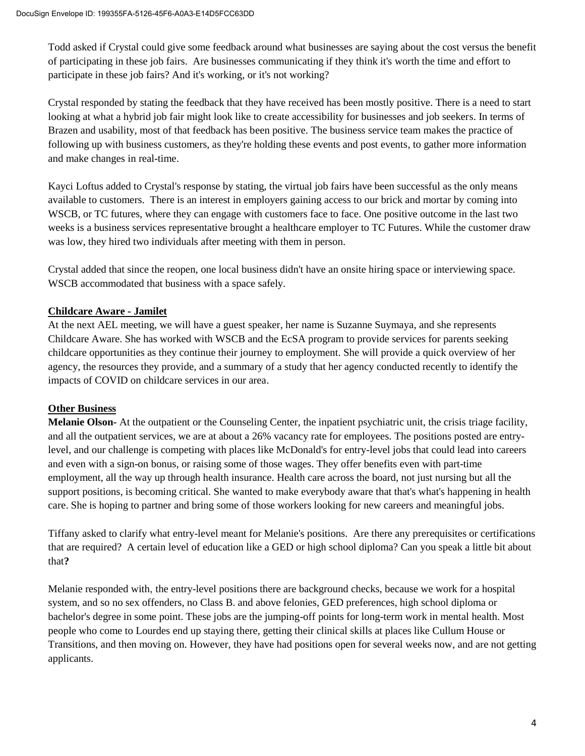Todd asked if Crystal could give some feedback around what businesses are saying about the cost versus the benefit of participating in these job fairs. Are businesses communicating if they think it's worth the time and effort to participate in these job fairs? And it's working, or it's not working?

Crystal responded by stating the feedback that they have received has been mostly positive. There is a need to start looking at what a hybrid job fair might look like to create accessibility for businesses and job seekers. In terms of Brazen and usability, most of that feedback has been positive. The business service team makes the practice of following up with business customers, as they're holding these events and post events, to gather more information and make changes in real-time.

Kayci Loftus added to Crystal's response by stating, the virtual job fairs have been successful as the only means available to customers. There is an interest in employers gaining access to our brick and mortar by coming into WSCB, or TC futures, where they can engage with customers face to face. One positive outcome in the last two weeks is a business services representative brought a healthcare employer to TC Futures. While the customer draw was low, they hired two individuals after meeting with them in person.

Crystal added that since the reopen, one local business didn't have an onsite hiring space or interviewing space. WSCB accommodated that business with a space safely.

**Childcare Aware - Jamilet**

At the next AEL meeting, we will have a guest speaker, her name is Suzanne Suymaya, and she represents Childcare Aware. She has worked with WSCB and the EcSA program to provide services for parents seeking childcare opportunities as they continue their journey to employment. She will provide a quick overview of her agency, the resources they provide, and a summary of a study that her agency conducted recently to identify the impacts of COVID on childcare services in our area.

**Other Business**

**Melanie Olson**- At the outpatient or the Counseling Center, the inpatient psychiatric unit, the crisis triage facility, and all the outpatient services, we are at about a 26% vacancy rate for employees. The positions posted are entry-level, and our challenge is competing with places like McDonald's for entry-level jobs that could lead into careers and even with a sign-on bonus, or raising some of those wages. They offer benefits even with part-time employment, all the way up through health insurance. Health care across the board, not just nursing but all the support positions, is becoming critical. She wanted to make everybody aware that that's what's happening in health care. She is hoping to partner and bring some of those workers looking for new careers and meaningful jobs.

Tiffany asked to clarify what entry-level meant for Melanie's positions. Are there any prerequisites or certifications that are required? A certain level of education like a GED or high school diploma? Can you speak a little bit about that**?**

Melanie responded with, the entry-level positions there are background checks, because we work for a hospital system, and so no sex offenders, no Class B. and above felonies, GED preferences, high school diploma or bachelor's degree in some point. These jobs are the jumping-off points for long-term work in mental health. Most people who come to Lourdes end up staying there, getting their clinical skills at places like Cullum House or Transitions, and then moving on. However, they have had positions open for several weeks now, and are not getting applicants.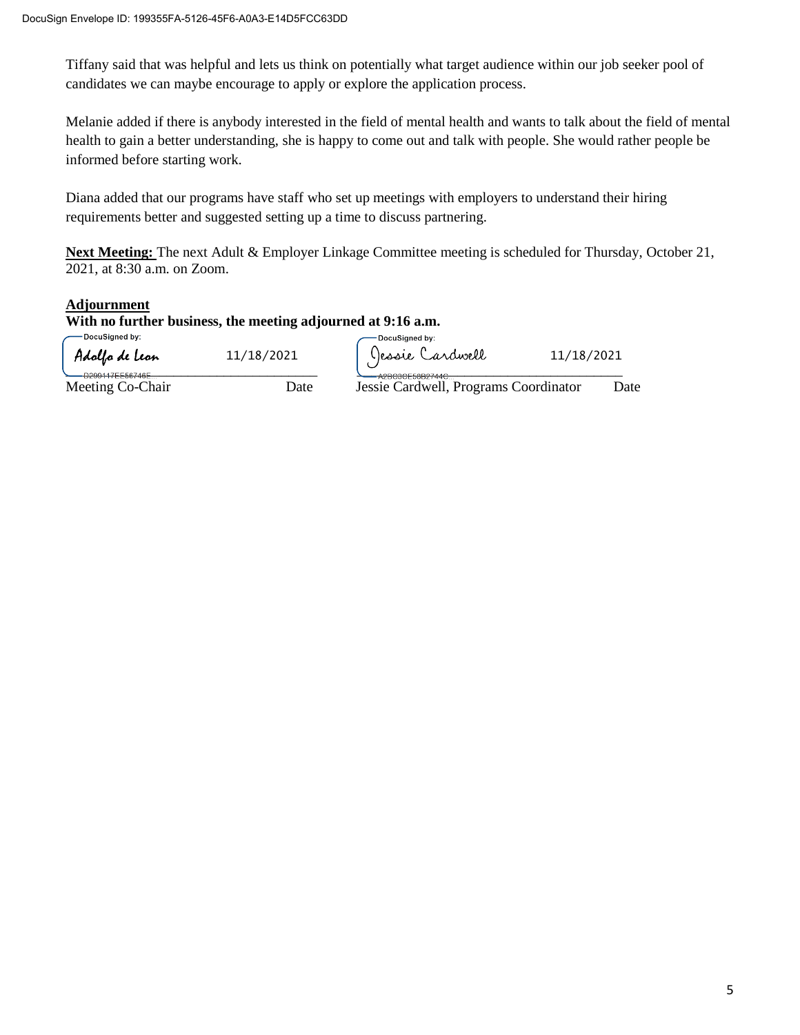DocuSign Envelope ID: 199355FA-5126-45F6-A0A3-E14D5FCC63DD

Tiffany said that was helpful and lets us think on potentially what target audience within our job seeker pool of candidates we can maybe encourage to apply or explore the application process.

Melanie added if there is anybody interested in the field of mental health and wants to talk about the field of mental health to gain a better understanding, she is happy to come out and talk with people. She would rather people be informed before starting work.

Diana added that our programs have staff who set up meetings with employers to understand their hiring requirements better and suggested setting up a time to discuss partnering.

**Next Meeting:** The next Adult & Employer Linkage Committee meeting is scheduled for Thursday, October 21, 2021, at 8:30 a.m. on Zoom.

**Adjournment**

**With no further business, the meeting adjourned at 9:16 a.m.**

DocuSigned by: Adolfo de Leon — 11/18/2021
D209117EE56746E...
Meeting Co-Chair — Date

DocuSigned by: Jessie Cardwell — 11/18/2021
A2BC3CE58B2744C...
Jessie Cardwell, Programs Coordinator — Date